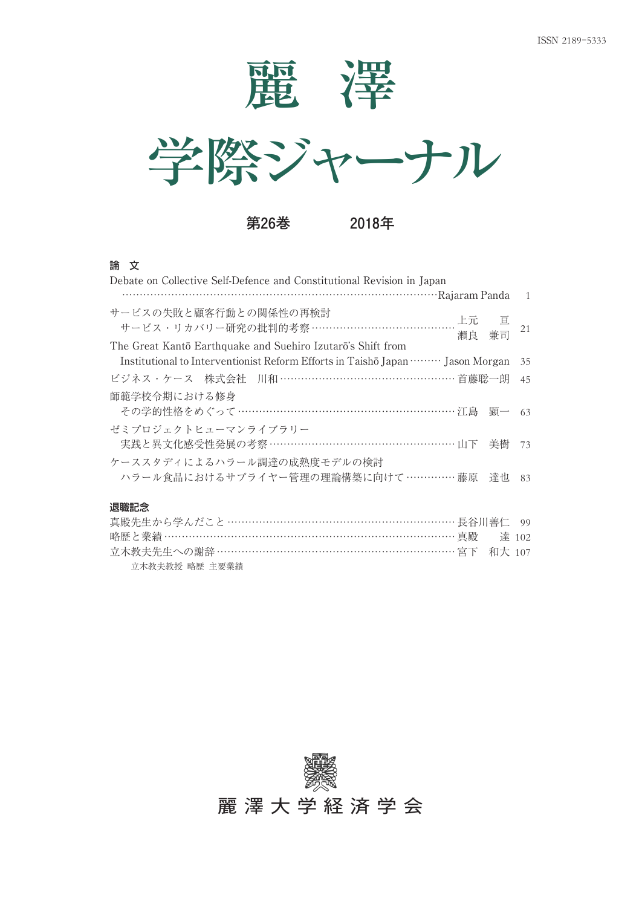ISSN 2189-5333

# 麗　澤

# 学際ジャーナル

**第26巻　　　2018年**

**論　文**

Debate on Collective Self-Defence and Constitutional Revision in Japan ……Rajaram Panda　1

サービスの失敗と顧客行動との関係性の再検討
サービス・リカバリー研究の批判的考察……上元　亘　瀬良　兼司　21

The Great Kantō Earthquake and Suehiro Izutarō's Shift from Institutional to Interventionist Reform Efforts in Taishō Japan……Jason Morgan　35

ビジネス・ケース　株式会社　川和……首藤聡一朗　45

師範学校令期における修身
その学的性格をめぐって……江島　顕一　63

ゼミプロジェクトヒューマンライブラリー
実践と異文化感受性発展の考察……山下　美樹　73

ケーススタディによるハラール調達の成熟度モデルの検討
ハラール食品におけるサプライヤー管理の理論構築に向けて……藤原　達也　83

**退職記念**

真殿先生から学んだこと……長谷川善仁　99

略歴と業績……真殿　達　102

立木教夫先生への謝辞……宮下　和大　107

立木教夫教授 略歴 主要業績

麗澤大学経済学会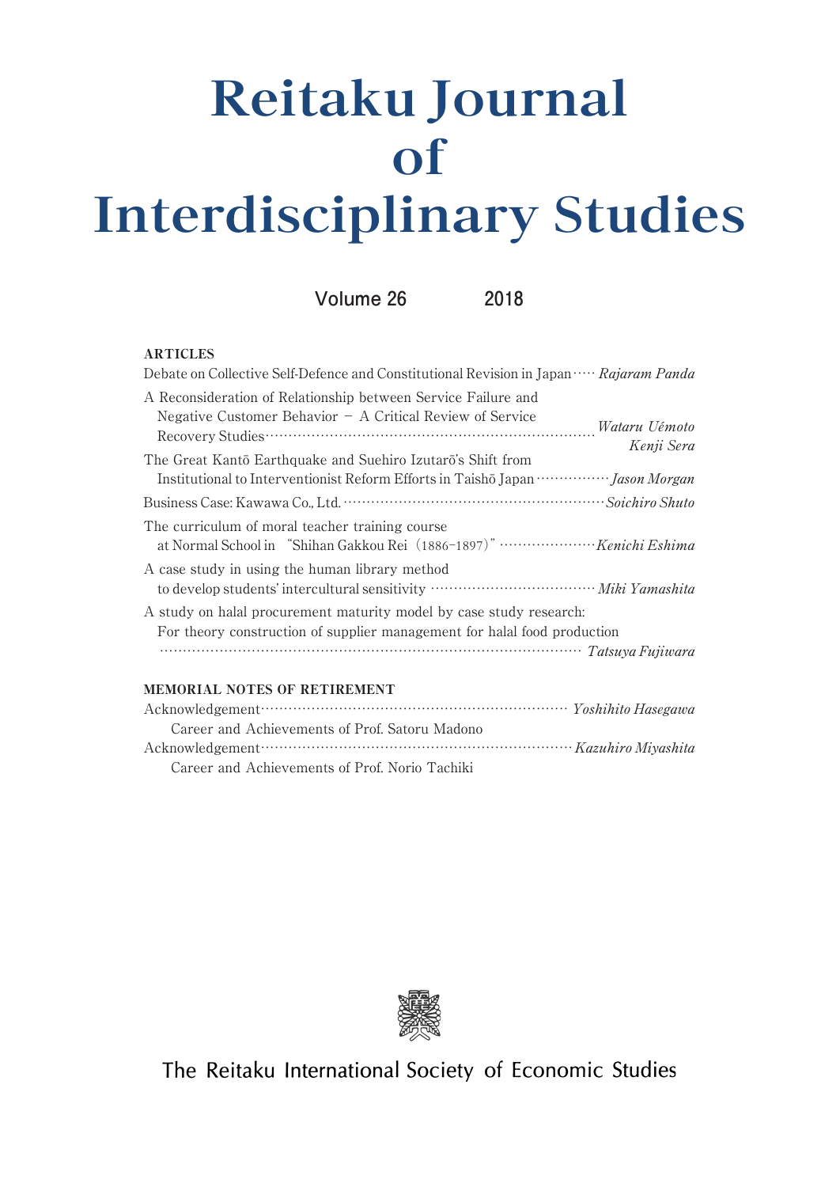# Reitaku Journal of Interdisciplinary Studies

Volume 26 2018

**ARTICLES**

Debate on Collective Self-Defence and Constitutional Revision in Japan ····· *Rajaram Panda*

A Reconsideration of Relationship between Service Failure and Negative Customer Behavior – A Critical Review of Service Recovery Studies ········ *Wataru Uémoto*, *Kenji Sera*

The Great Kantō Earthquake and Suehiro Izutarō's Shift from Institutional to Interventionist Reform Efforts in Taishō Japan ················ *Jason Morgan*

Business Case: Kawawa Co., Ltd. ········ *Soichiro Shuto*

The curriculum of moral teacher training course at Normal School in "Shihan Gakkou Rei (1886-1897)" ····················· *Kenichi Eshima*

A case study in using the human library method to develop students' intercultural sensitivity ··································· *Miki Yamashita*

A study on halal procurement maturity model by case study research: For theory construction of supplier management for halal food production ········ *Tatsuya Fujiwara*

**MEMORIAL NOTES OF RETIREMENT**

Acknowledgement ········ *Yoshihito Hasegawa*
Career and Achievements of Prof. Satoru Madono

Acknowledgement ········ *Kazuhiro Miyashita*
Career and Achievements of Prof. Norio Tachiki

The Reitaku International Society of Economic Studies